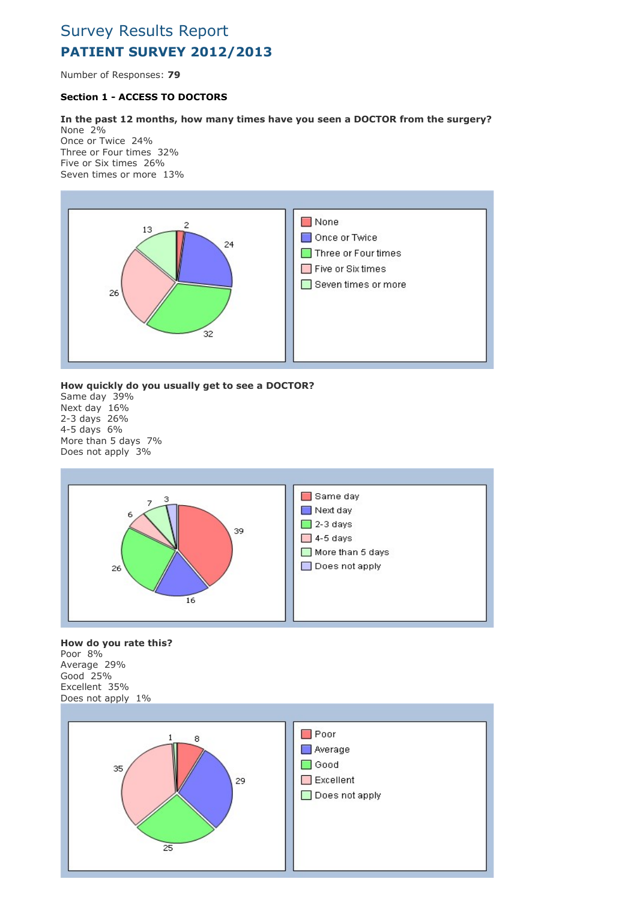# Survey Results Report

## PATIENT SURVEY 2012/2013

Number of Responses: **79**

### Section 1 - ACCESS TO DOCTORS

**In the past 12 months, how many times have you seen a DOCTOR from the surgery?**

None 2%
Once or Twice 24%
Three or Four times 32%
Five or Six times 26%
Seven times or more 13%

**How quickly do you usually get to see a DOCTOR?**

Same day 39%
Next day 16%
2-3 days 26%
4-5 days 6%
More than 5 days 7%
Does not apply 3%

**How do you rate this?**

Poor 8%
Average 29%
Good 25%
Excellent 35%
Does not apply 1%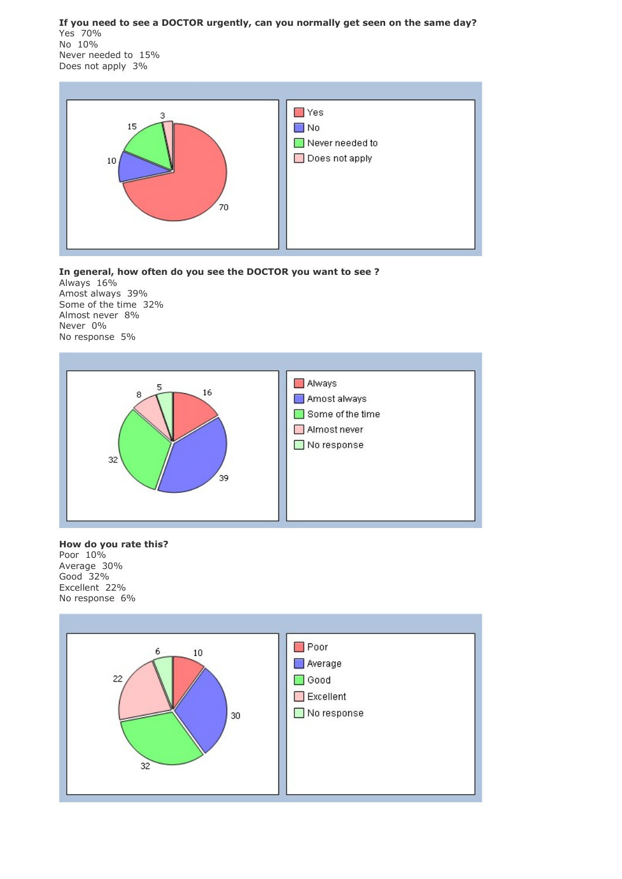**If you need to see a DOCTOR urgently, can you normally get seen on the same day?**
Yes 70%
No 10%
Never needed to 15%
Does not apply 3%

**In general, how often do you see the DOCTOR you want to see ?**
Always 16%
Amost always 39%
Some of the time 32%
Almost never 8%
Never 0%
No response 5%

**How do you rate this?**
Poor 10%
Average 30%
Good 32%
Excellent 22%
No response 6%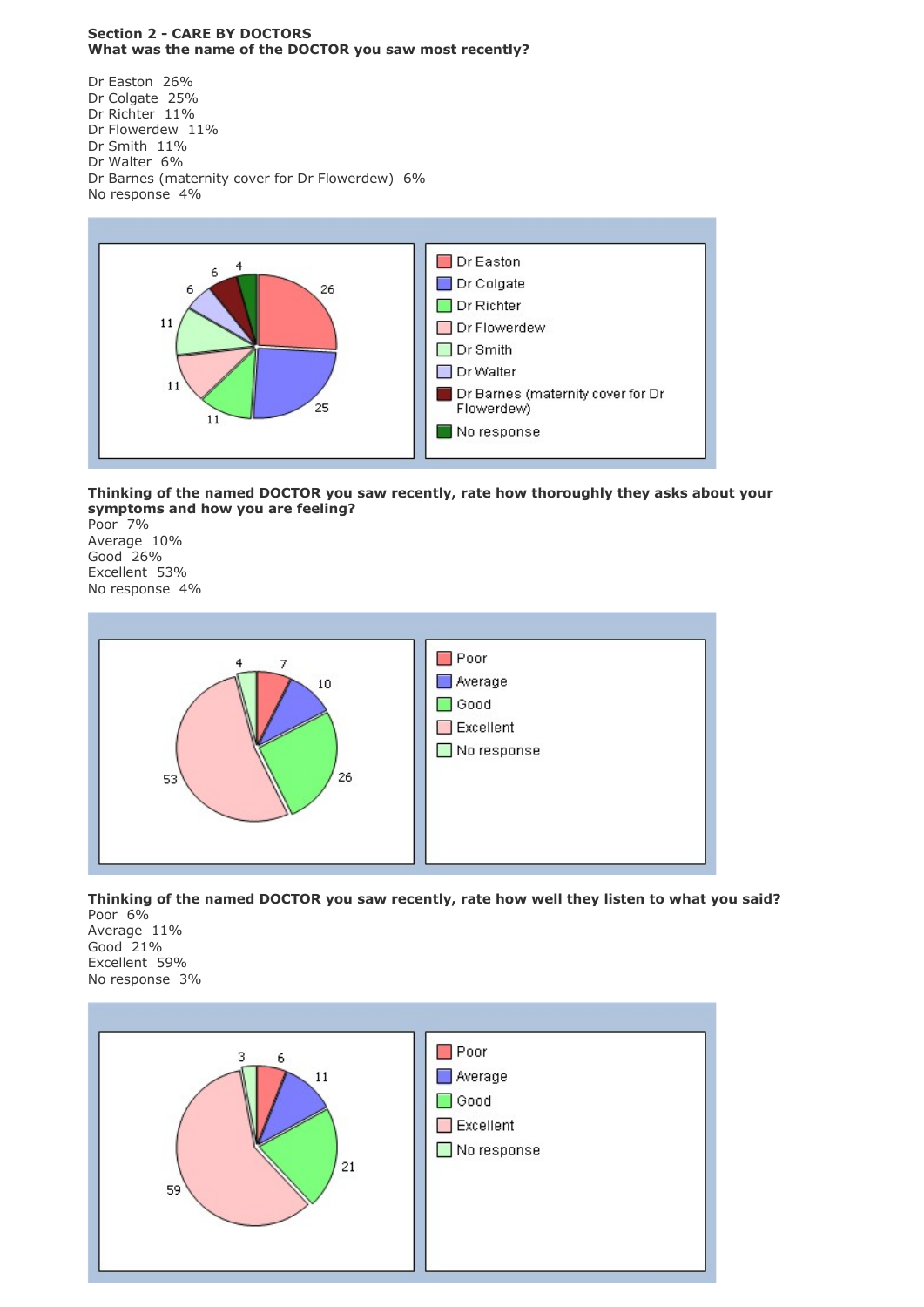**Section 2 - CARE BY DOCTORS**
**What was the name of the DOCTOR you saw most recently?**

Dr Easton 26%
Dr Colgate 25%
Dr Richter 11%
Dr Flowerdew 11%
Dr Smith 11%
Dr Walter 6%
Dr Barnes (maternity cover for Dr Flowerdew) 6%
No response 4%

**Thinking of the named DOCTOR you saw recently, rate how thoroughly they asks about your symptoms and how you are feeling?**
Poor 7%
Average 10%
Good 26%
Excellent 53%
No response 4%

**Thinking of the named DOCTOR you saw recently, rate how well they listen to what you said?**
Poor 6%
Average 11%
Good 21%
Excellent 59%
No response 3%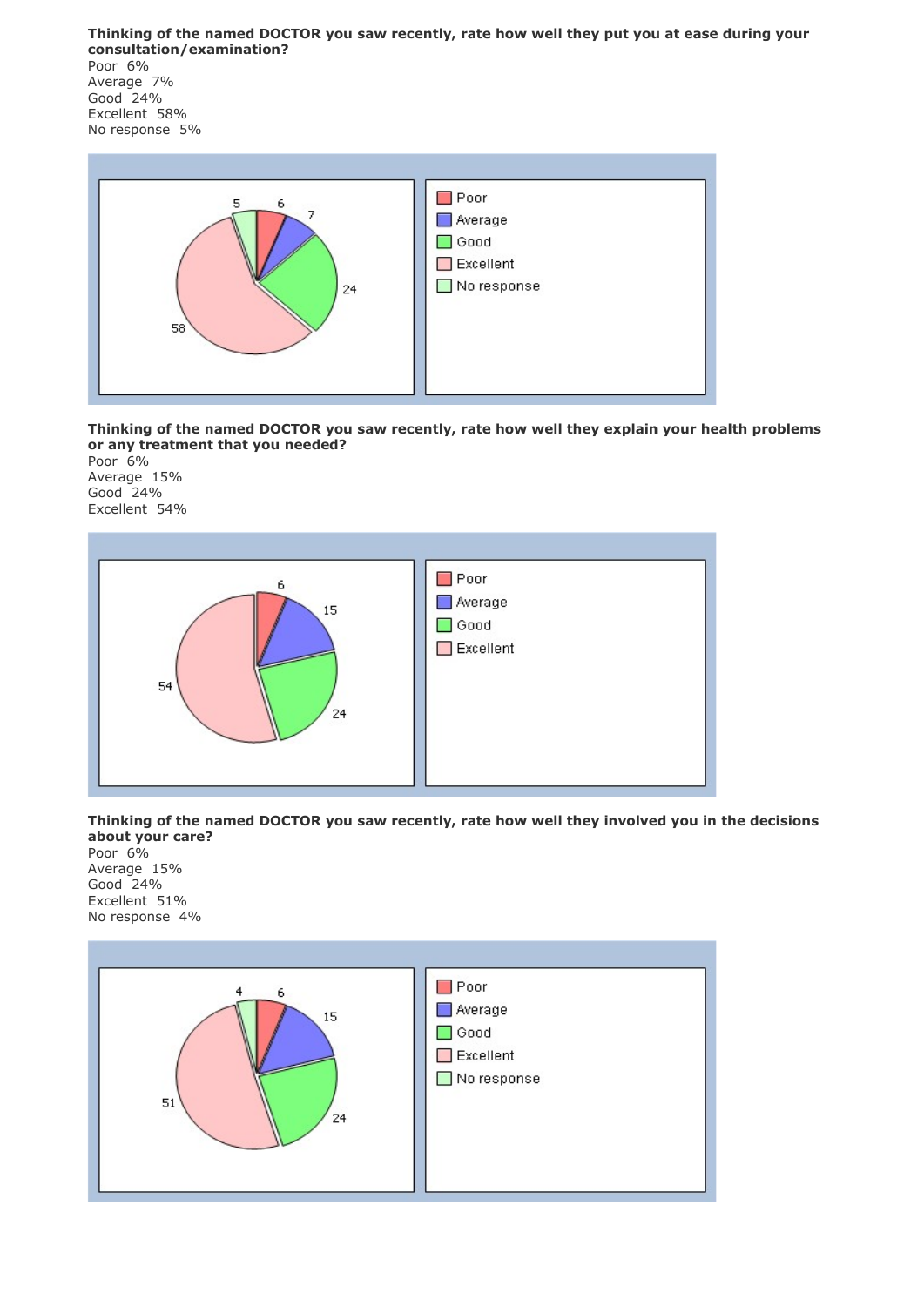**Thinking of the named DOCTOR you saw recently, rate how well they put you at ease during your consultation/examination?**

Poor 6%
Average 7%
Good 24%
Excellent 58%
No response 5%

**Thinking of the named DOCTOR you saw recently, rate how well they explain your health problems or any treatment that you needed?**

Poor 6%
Average 15%
Good 24%
Excellent 54%

**Thinking of the named DOCTOR you saw recently, rate how well they involved you in the decisions about your care?**

Poor 6%
Average 15%
Good 24%
Excellent 51%
No response 4%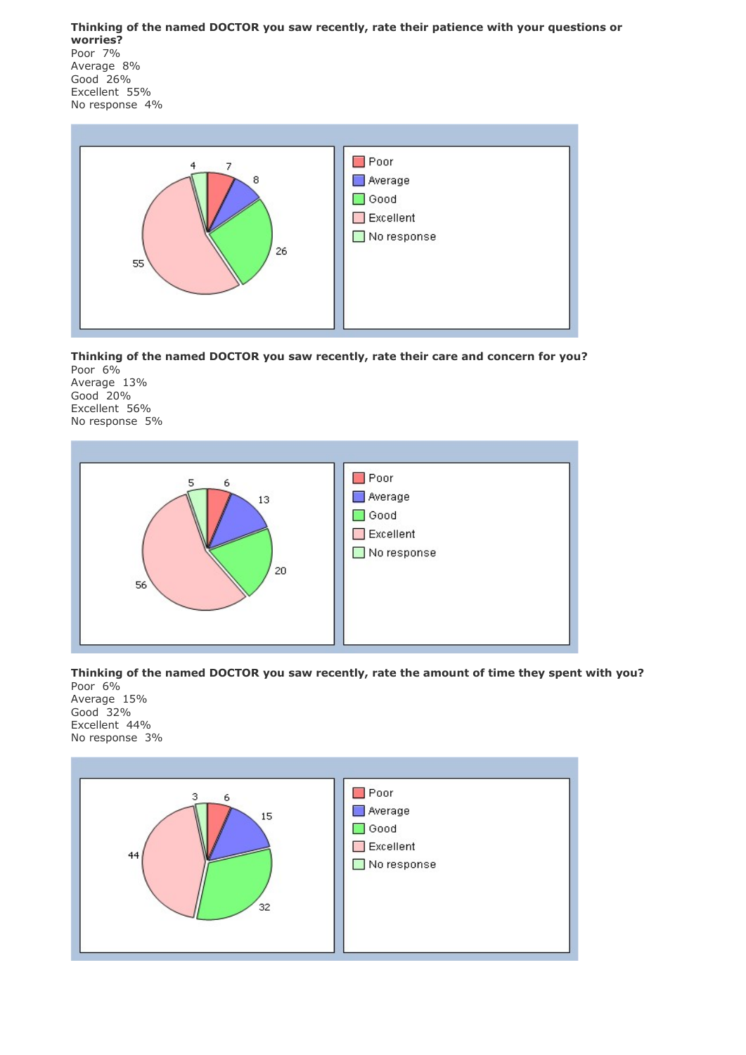**Thinking of the named DOCTOR you saw recently, rate their patience with your questions or worries?**

Poor 7%
Average 8%
Good 26%
Excellent 55%
No response 4%

**Thinking of the named DOCTOR you saw recently, rate their care and concern for you?**

Poor 6%
Average 13%
Good 20%
Excellent 56%
No response 5%

**Thinking of the named DOCTOR you saw recently, rate the amount of time they spent with you?**

Poor 6%
Average 15%
Good 32%
Excellent 44%
No response 3%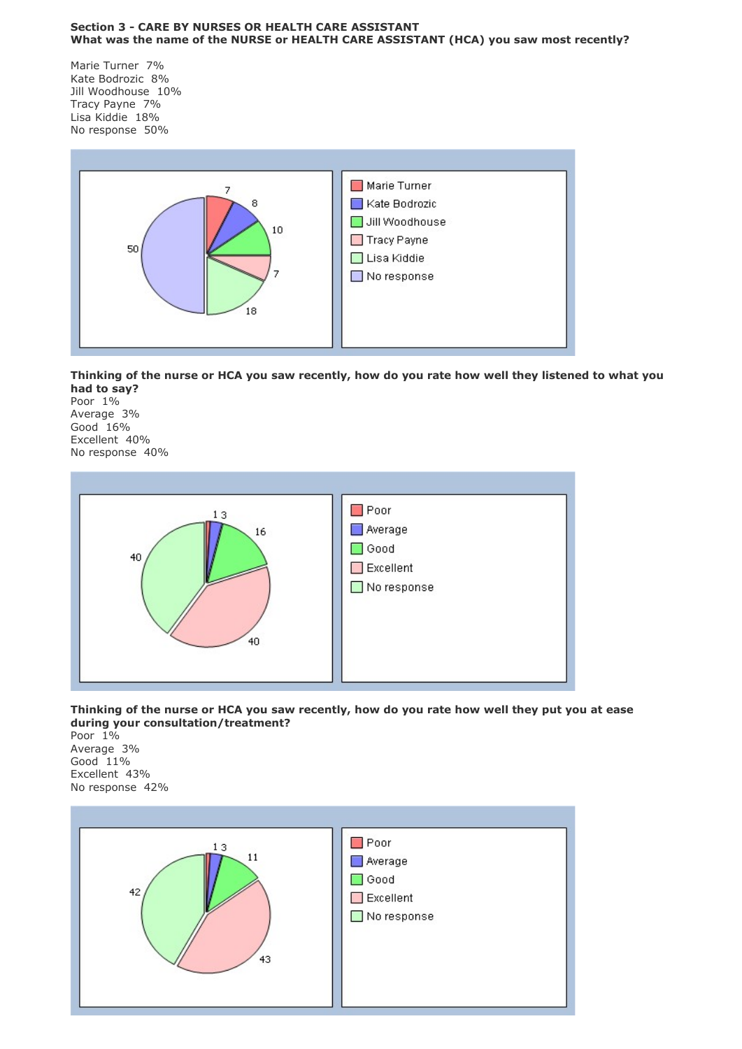**Section 3 - CARE BY NURSES OR HEALTH CARE ASSISTANT**
**What was the name of the NURSE or HEALTH CARE ASSISTANT (HCA) you saw most recently?**

Marie Turner 7%
Kate Bodrozic 8%
Jill Woodhouse 10%
Tracy Payne 7%
Lisa Kiddie 18%
No response 50%

**Thinking of the nurse or HCA you saw recently, how do you rate how well they listened to what you had to say?**
Poor 1%
Average 3%
Good 16%
Excellent 40%
No response 40%

**Thinking of the nurse or HCA you saw recently, how do you rate how well they put you at ease during your consultation/treatment?**
Poor 1%
Average 3%
Good 11%
Excellent 43%
No response 42%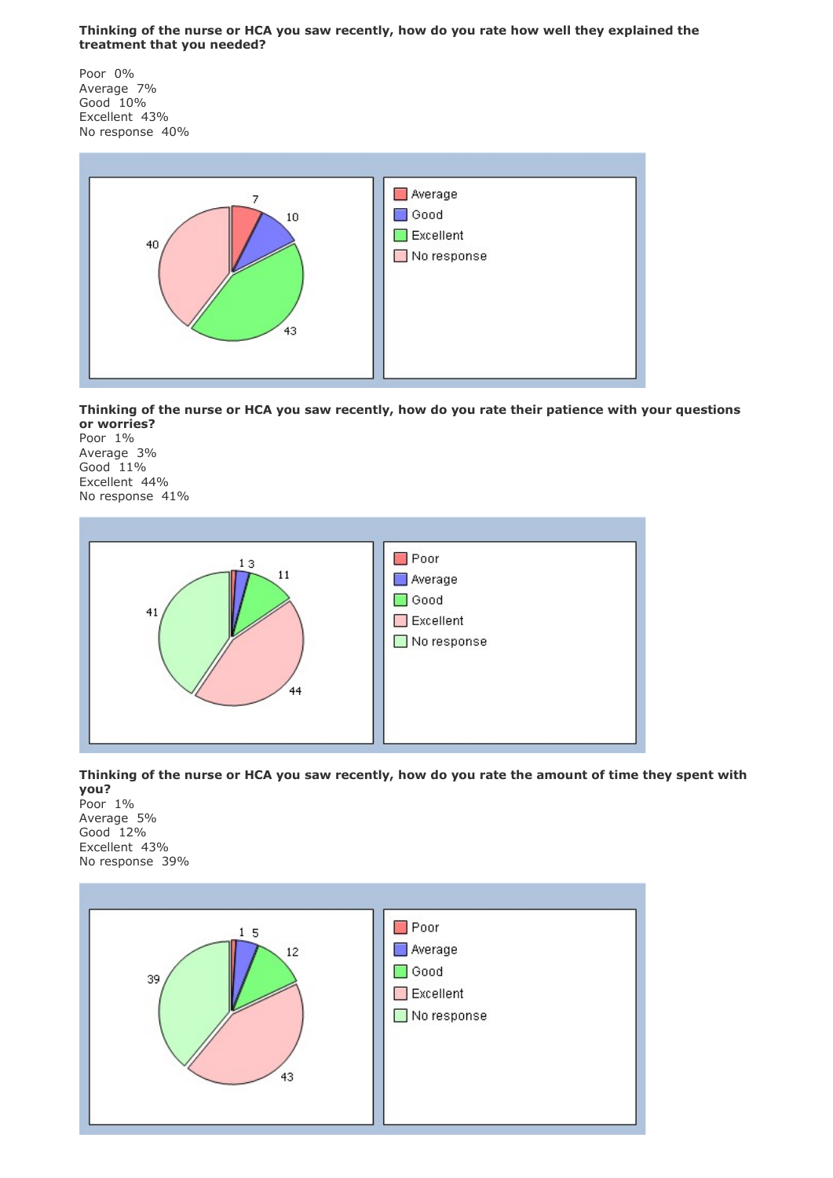**Thinking of the nurse or HCA you saw recently, how do you rate how well they explained the treatment that you needed?**

Poor 0%
Average 7%
Good 10%
Excellent 43%
No response 40%

**Thinking of the nurse or HCA you saw recently, how do you rate their patience with your questions or worries?**

Poor 1%
Average 3%
Good 11%
Excellent 44%
No response 41%

**Thinking of the nurse or HCA you saw recently, how do you rate the amount of time they spent with you?**

Poor 1%
Average 5%
Good 12%
Excellent 43%
No response 39%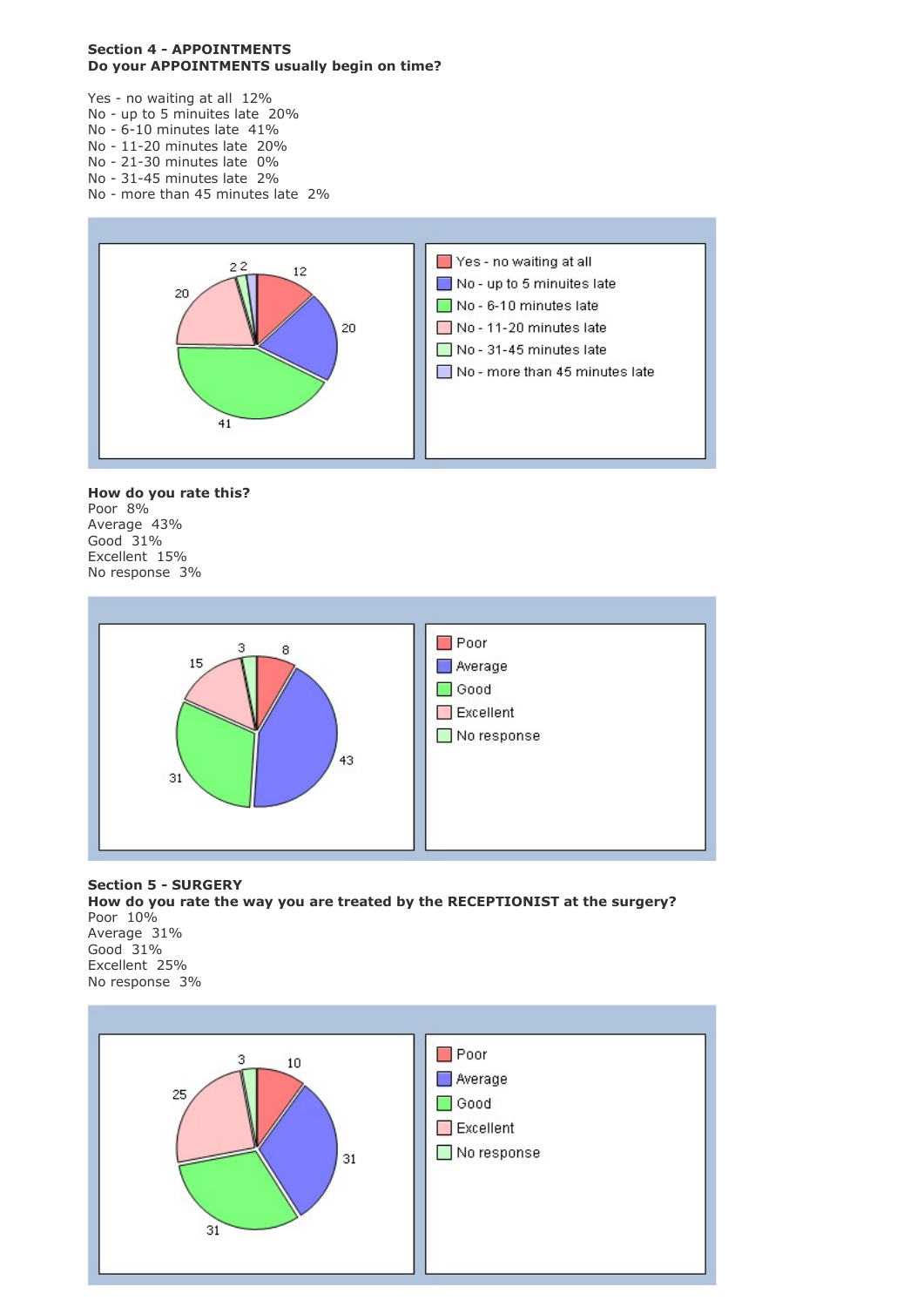**Section 4 - APPOINTMENTS**
**Do your APPOINTMENTS usually begin on time?**

Yes - no waiting at all 12%
No - up to 5 minuites late 20%
No - 6-10 minutes late 41%
No - 11-20 minutes late 20%
No - 21-30 minutes late 0%
No - 31-45 minutes late 2%
No - more than 45 minutes late 2%

**How do you rate this?**
Poor 8%
Average 43%
Good 31%
Excellent 15%
No response 3%

**Section 5 - SURGERY**
**How do you rate the way you are treated by the RECEPTIONIST at the surgery?**
Poor 10%
Average 31%
Good 31%
Excellent 25%
No response 3%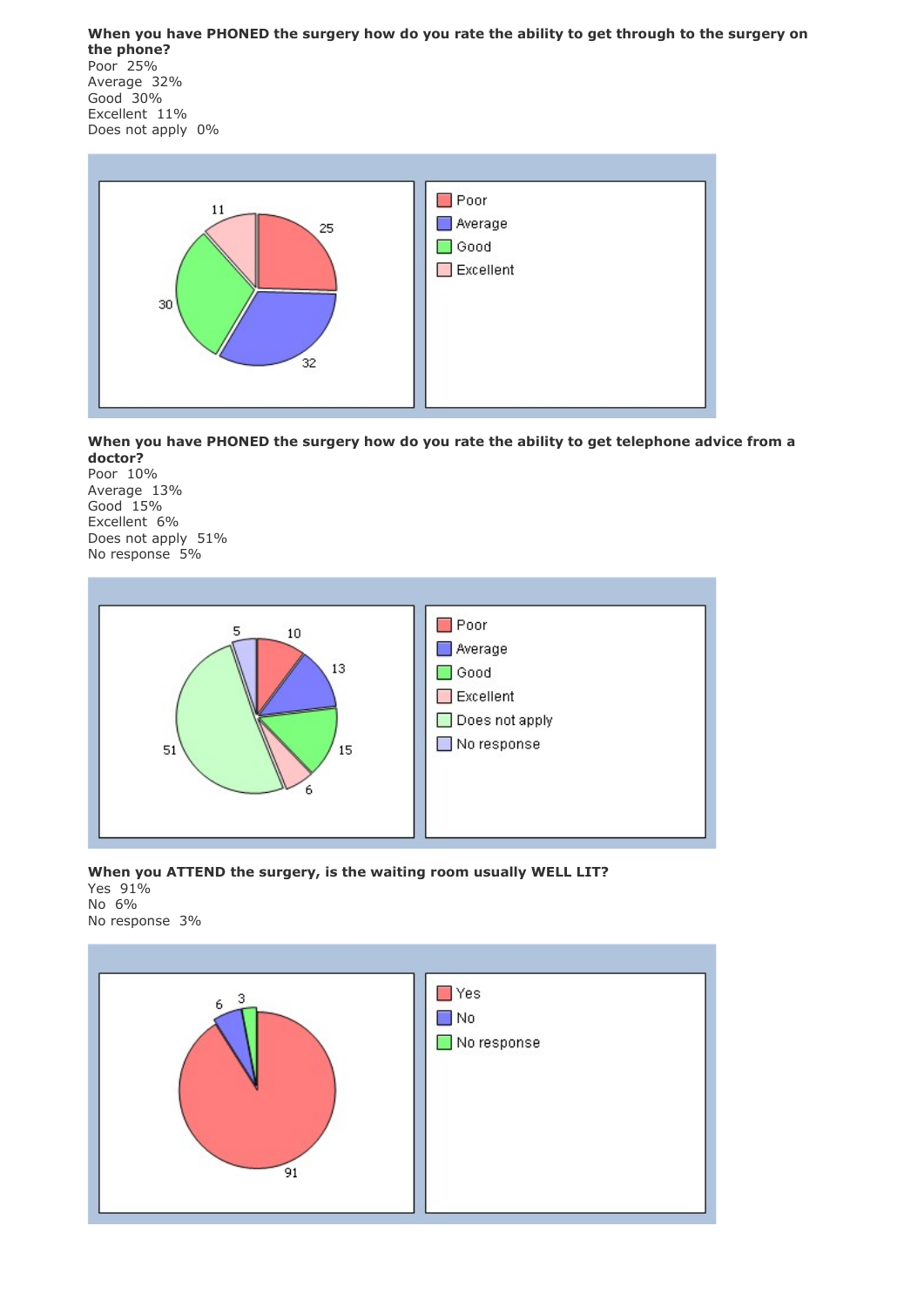**When you have PHONED the surgery how do you rate the ability to get through to the surgery on the phone?**

Poor 25%
Average 32%
Good 30%
Excellent 11%
Does not apply 0%

**When you have PHONED the surgery how do you rate the ability to get telephone advice from a doctor?**

Poor 10%
Average 13%
Good 15%
Excellent 6%
Does not apply 51%
No response 5%

**When you ATTEND the surgery, is the waiting room usually WELL LIT?**

Yes 91%
No 6%
No response 3%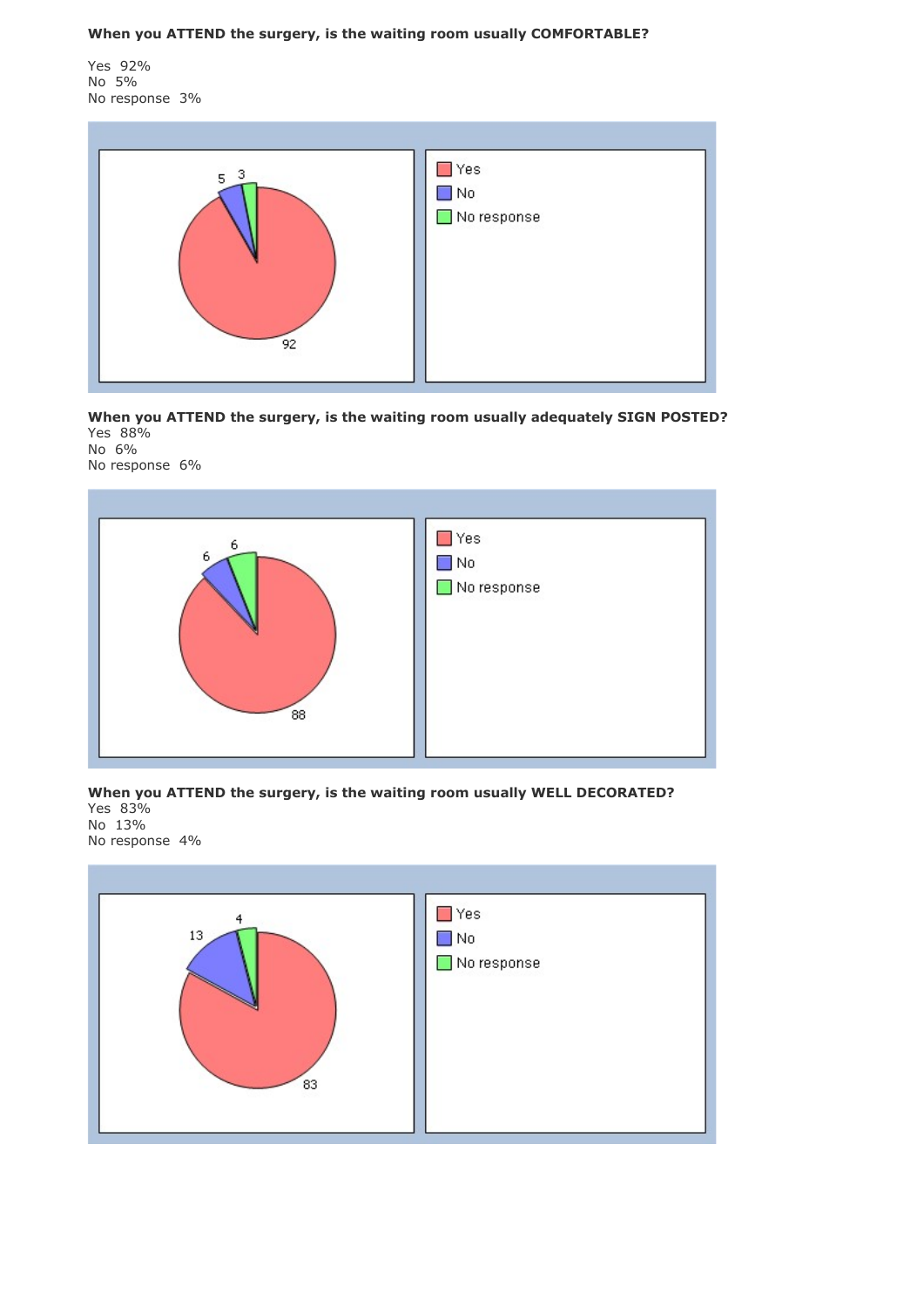**When you ATTEND the surgery, is the waiting room usually COMFORTABLE?**

Yes 92%
No 5%
No response 3%

**When you ATTEND the surgery, is the waiting room usually adequately SIGN POSTED?**

Yes 88%
No 6%
No response 6%

**When you ATTEND the surgery, is the waiting room usually WELL DECORATED?**

Yes 83%
No 13%
No response 4%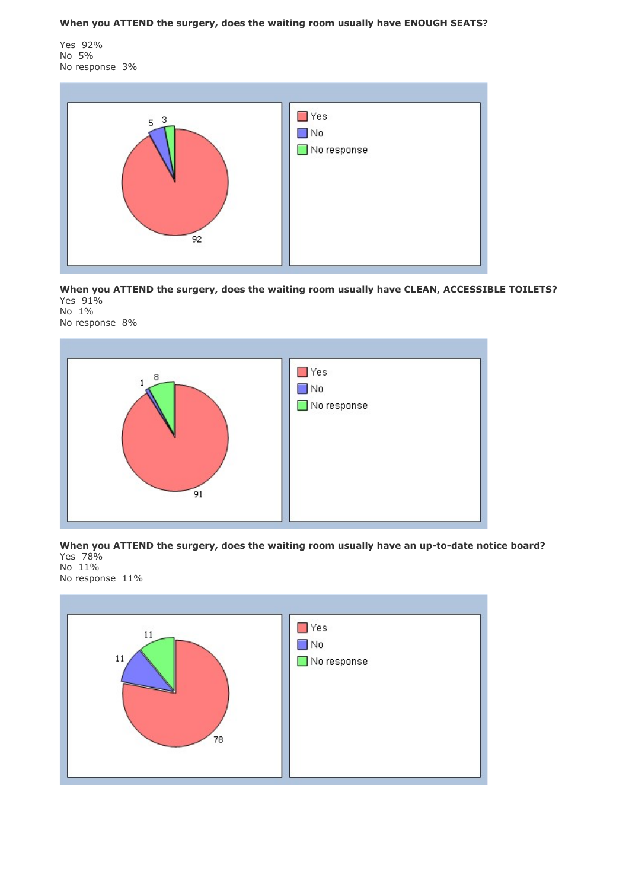**When you ATTEND the surgery, does the waiting room usually have ENOUGH SEATS?**

Yes 92%
No 5%
No response 3%

**When you ATTEND the surgery, does the waiting room usually have CLEAN, ACCESSIBLE TOILETS?**

Yes 91%
No 1%
No response 8%

**When you ATTEND the surgery, does the waiting room usually have an up-to-date notice board?**

Yes 78%
No 11%
No response 11%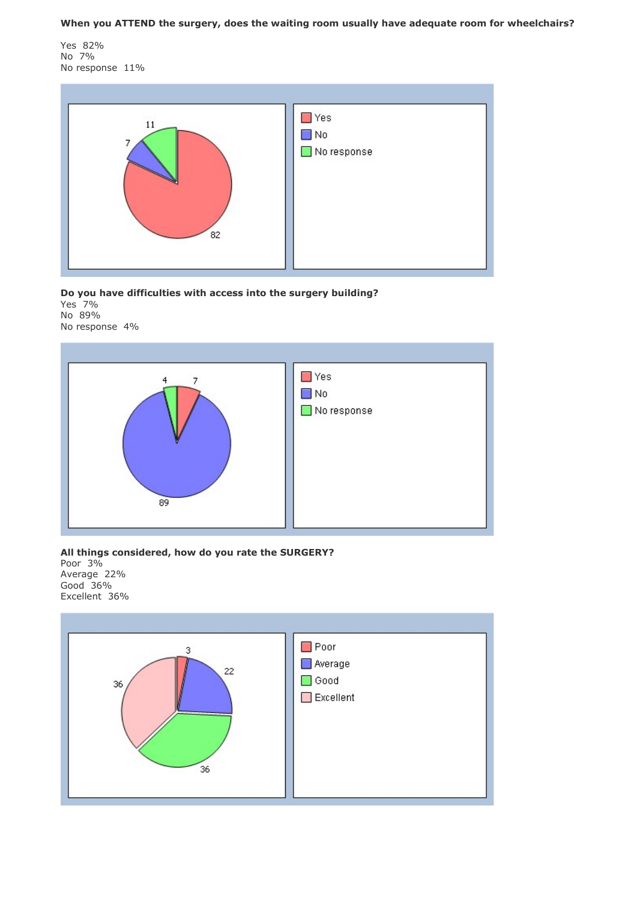**When you ATTEND the surgery, does the waiting room usually have adequate room for wheelchairs?**

Yes 82%
No 7%
No response 11%

**Do you have difficulties with access into the surgery building?**
Yes 7%
No 89%
No response 4%

**All things considered, how do you rate the SURGERY?**
Poor 3%
Average 22%
Good 36%
Excellent 36%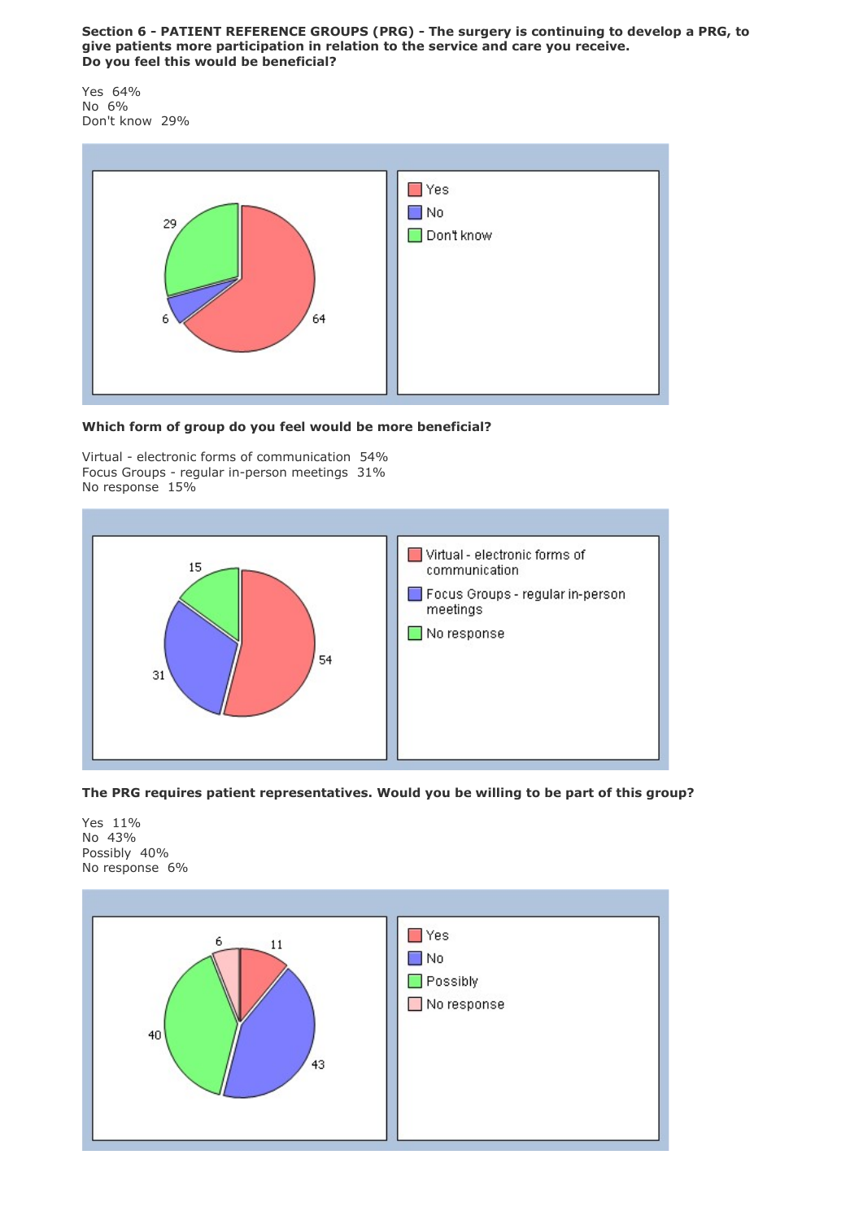**Section 6 - PATIENT REFERENCE GROUPS (PRG) - The surgery is continuing to develop a PRG, to give patients more participation in relation to the service and care you receive.**
**Do you feel this would be beneficial?**

Yes 64%
No 6%
Don't know 29%

**Which form of group do you feel would be more beneficial?**

Virtual - electronic forms of communication 54%
Focus Groups - regular in-person meetings 31%
No response 15%

**The PRG requires patient representatives. Would you be willing to be part of this group?**

Yes 11%
No 43%
Possibly 40%
No response 6%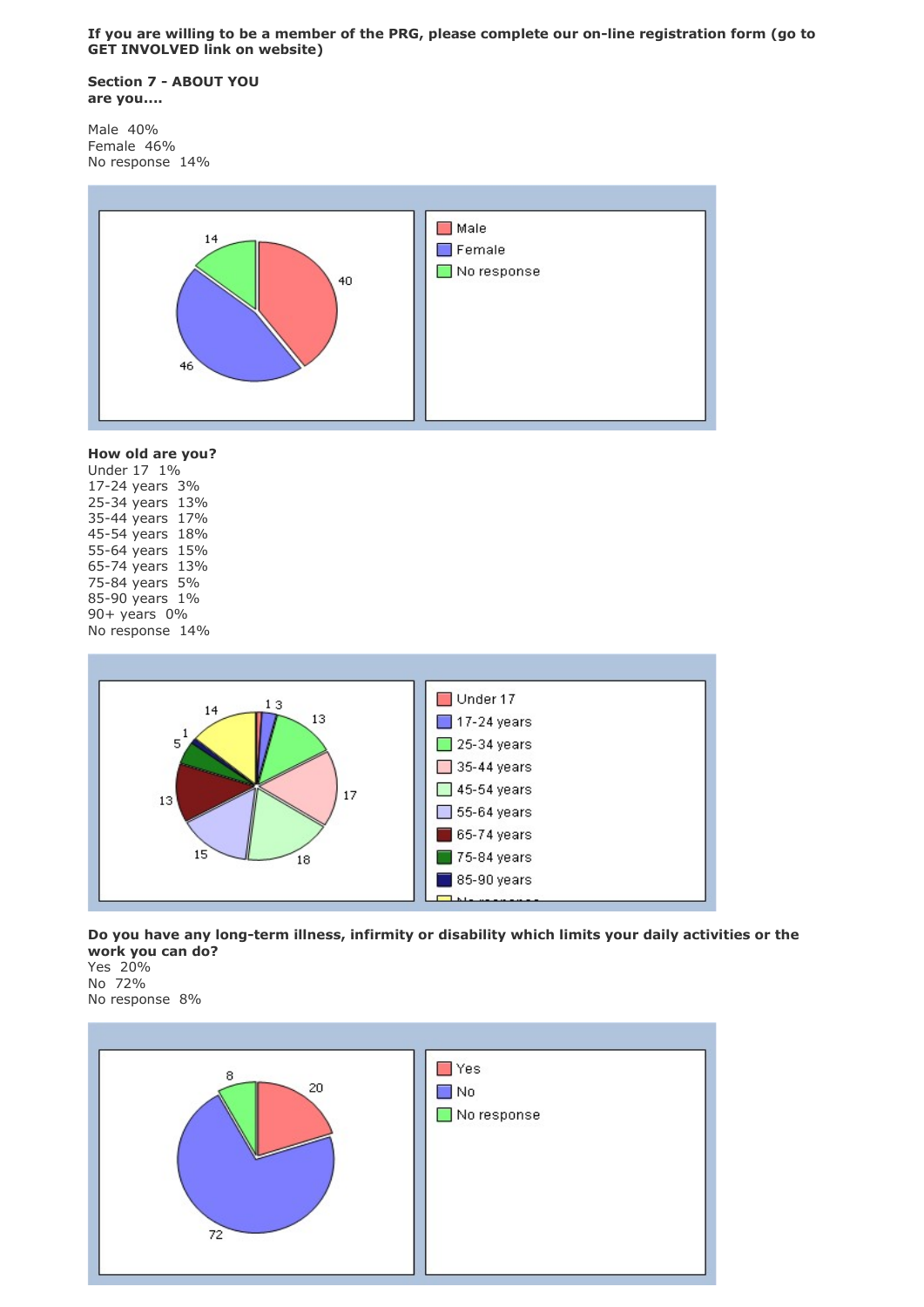**If you are willing to be a member of the PRG, please complete our on-line registration form (go to GET INVOLVED link on website)**

**Section 7 - ABOUT YOU**
**are you....**

Male 40%
Female 46%
No response 14%

**How old are you?**
Under 17 1%
17-24 years 3%
25-34 years 13%
35-44 years 17%
45-54 years 18%
55-64 years 15%
65-74 years 13%
75-84 years 5%
85-90 years 1%
90+ years 0%
No response 14%

**Do you have any long-term illness, infirmity or disability which limits your daily activities or the work you can do?**
Yes 20%
No 72%
No response 8%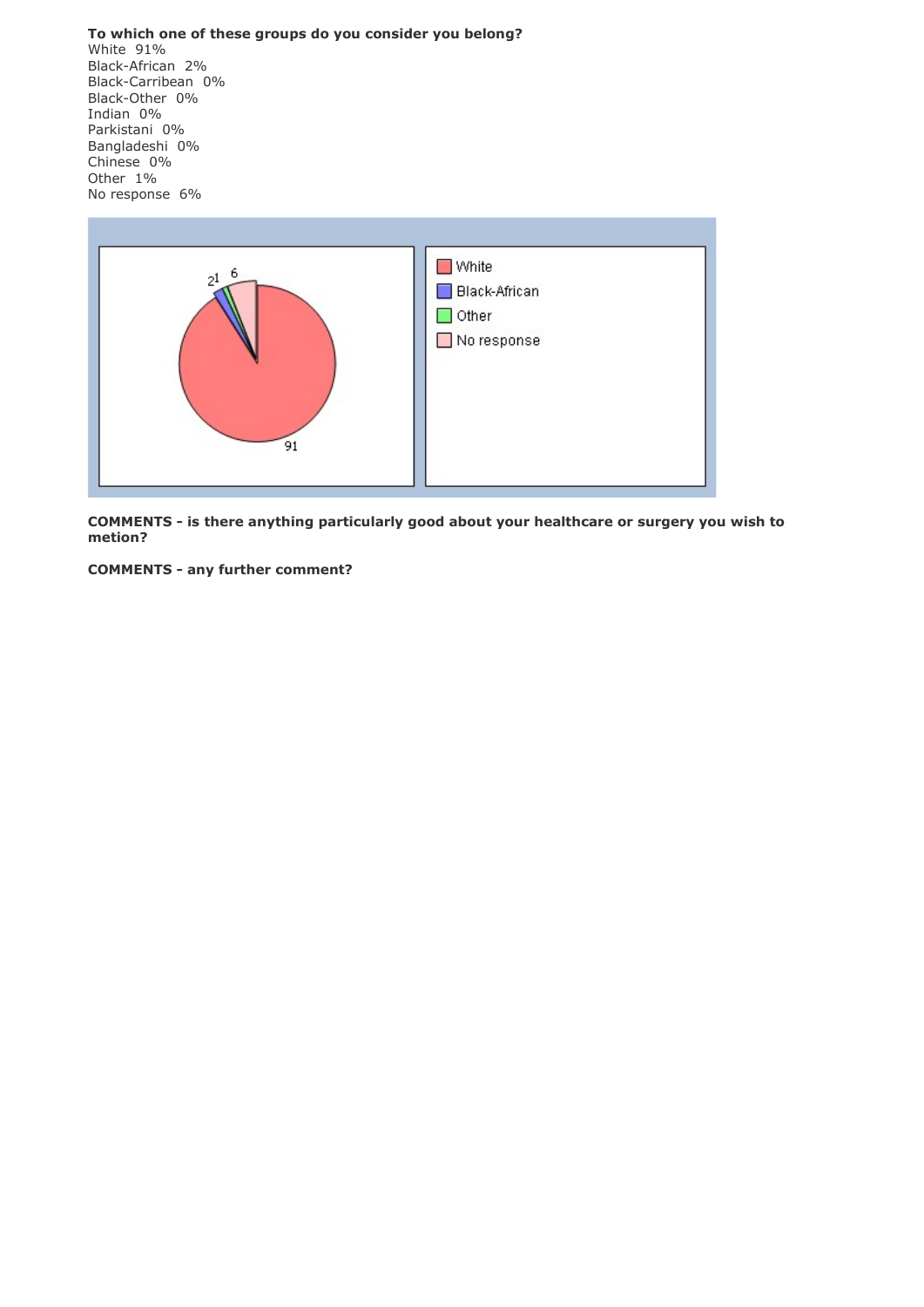**To which one of these groups do you consider you belong?**

White 91%
Black-African 2%
Black-Carribean 0%
Black-Other 0%
Indian 0%
Parkistani 0%
Bangladeshi 0%
Chinese 0%
Other 1%
No response 6%

2
1
6
91

White
Black-African
Other
No response

**COMMENTS - is there anything particularly good about your healthcare or surgery you wish to metion?**

**COMMENTS - any further comment?**